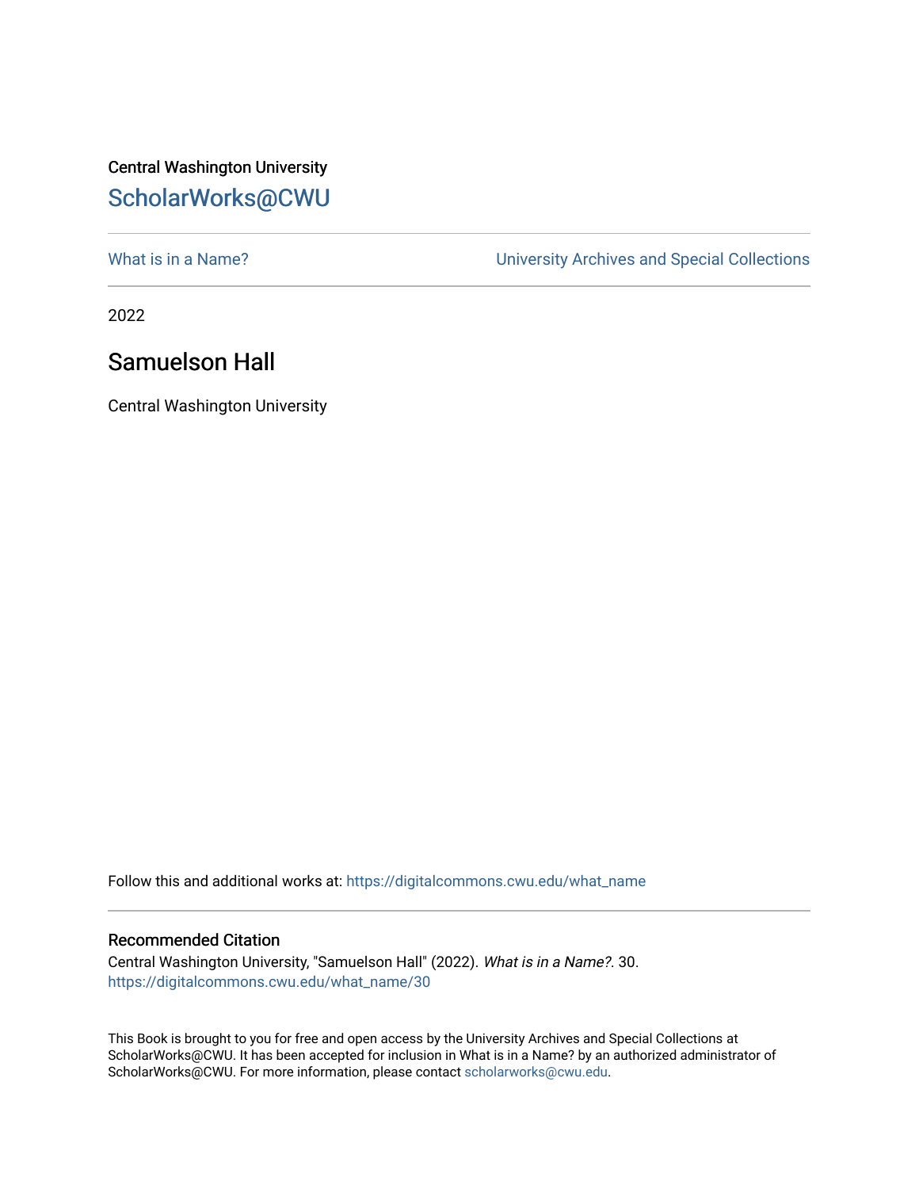Central Washington University

ScholarWorks@CWU

What is in a Name? | University Archives and Special Collections

2022

# Samuelson Hall

Central Washington University

Follow this and additional works at: https://digitalcommons.cwu.edu/what_name

## Recommended Citation

Central Washington University, "Samuelson Hall" (2022). *What is in a Name?*. 30.
https://digitalcommons.cwu.edu/what_name/30

This Book is brought to you for free and open access by the University Archives and Special Collections at ScholarWorks@CWU. It has been accepted for inclusion in What is in a Name? by an authorized administrator of ScholarWorks@CWU. For more information, please contact scholarworks@cwu.edu.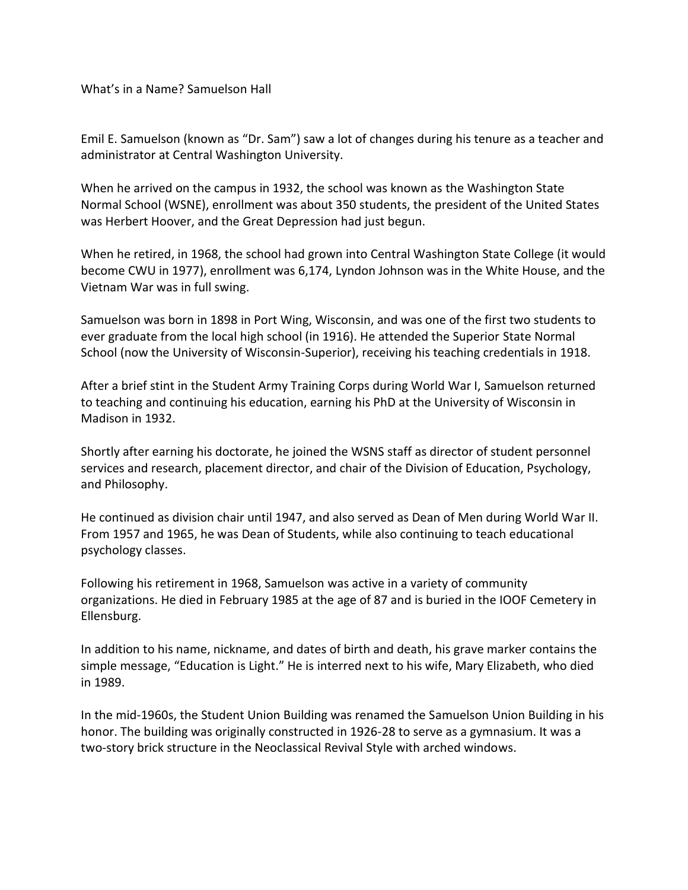What's in a Name? Samuelson Hall

Emil E. Samuelson (known as "Dr. Sam") saw a lot of changes during his tenure as a teacher and administrator at Central Washington University.

When he arrived on the campus in 1932, the school was known as the Washington State Normal School (WSNE), enrollment was about 350 students, the president of the United States was Herbert Hoover, and the Great Depression had just begun.

When he retired, in 1968, the school had grown into Central Washington State College (it would become CWU in 1977), enrollment was 6,174, Lyndon Johnson was in the White House, and the Vietnam War was in full swing.

Samuelson was born in 1898 in Port Wing, Wisconsin, and was one of the first two students to ever graduate from the local high school (in 1916). He attended the Superior State Normal School (now the University of Wisconsin-Superior), receiving his teaching credentials in 1918.

After a brief stint in the Student Army Training Corps during World War I, Samuelson returned to teaching and continuing his education, earning his PhD at the University of Wisconsin in Madison in 1932.

Shortly after earning his doctorate, he joined the WSNS staff as director of student personnel services and research, placement director, and chair of the Division of Education, Psychology, and Philosophy.

He continued as division chair until 1947, and also served as Dean of Men during World War II. From 1957 and 1965, he was Dean of Students, while also continuing to teach educational psychology classes.

Following his retirement in 1968, Samuelson was active in a variety of community organizations. He died in February 1985 at the age of 87 and is buried in the IOOF Cemetery in Ellensburg.

In addition to his name, nickname, and dates of birth and death, his grave marker contains the simple message, "Education is Light." He is interred next to his wife, Mary Elizabeth, who died in 1989.

In the mid-1960s, the Student Union Building was renamed the Samuelson Union Building in his honor. The building was originally constructed in 1926-28 to serve as a gymnasium. It was a two-story brick structure in the Neoclassical Revival Style with arched windows.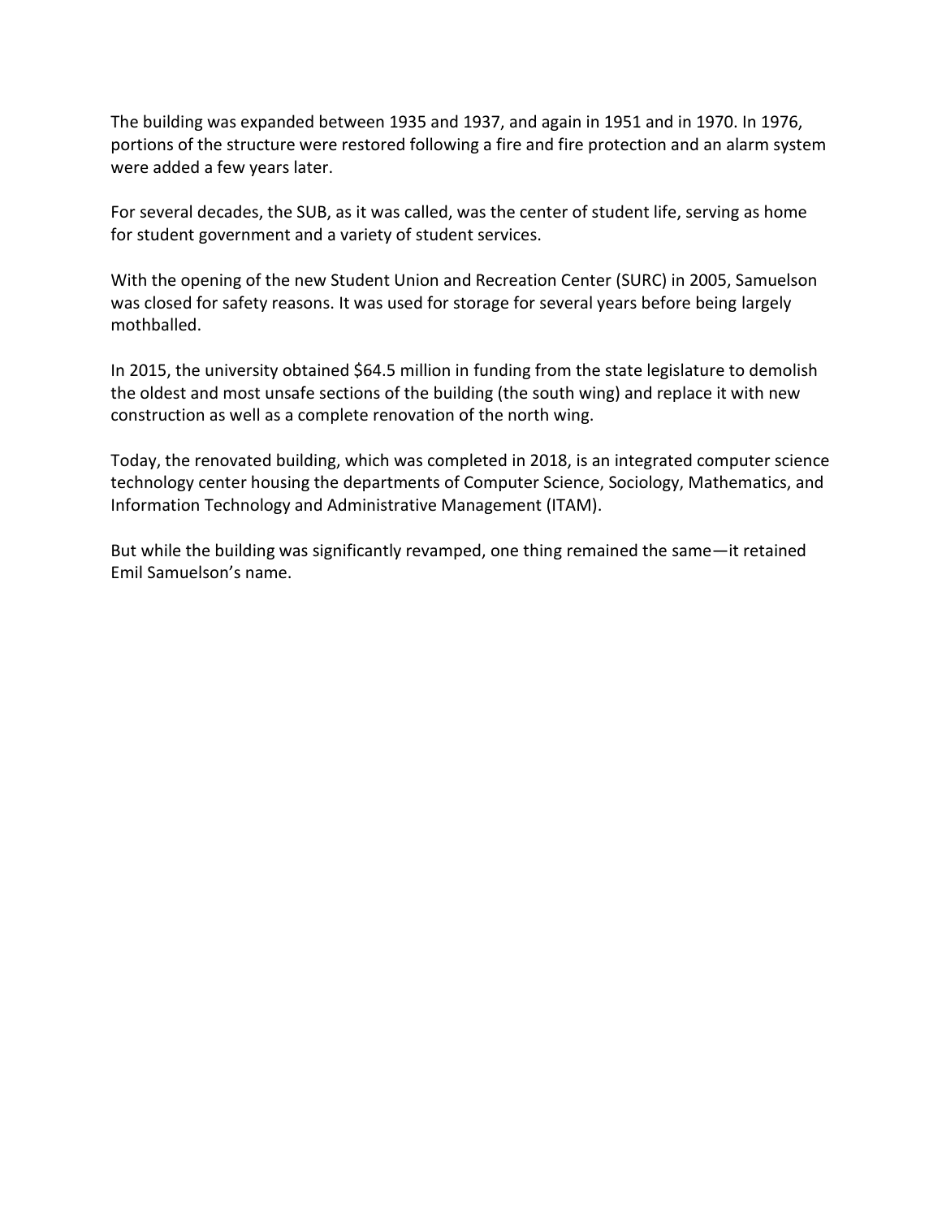The building was expanded between 1935 and 1937, and again in 1951 and in 1970. In 1976, portions of the structure were restored following a fire and fire protection and an alarm system were added a few years later.

For several decades, the SUB, as it was called, was the center of student life, serving as home for student government and a variety of student services.

With the opening of the new Student Union and Recreation Center (SURC) in 2005, Samuelson was closed for safety reasons. It was used for storage for several years before being largely mothballed.

In 2015, the university obtained $64.5 million in funding from the state legislature to demolish the oldest and most unsafe sections of the building (the south wing) and replace it with new construction as well as a complete renovation of the north wing.

Today, the renovated building, which was completed in 2018, is an integrated computer science technology center housing the departments of Computer Science, Sociology, Mathematics, and Information Technology and Administrative Management (ITAM).

But while the building was significantly revamped, one thing remained the same—it retained Emil Samuelson's name.